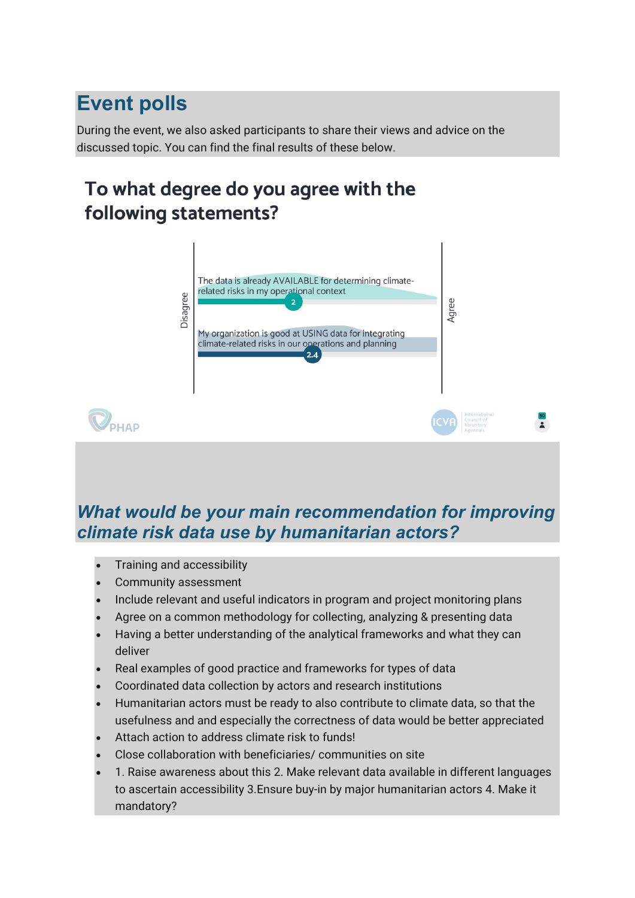# Event polls

During the event, we also asked participants to share their views and advice on the discussed topic. You can find the final results of these below.

## To what degree do you agree with the following statements?

Disagree

Agree

The data is already AVAILABLE for determining climate-related risks in my operational context

2

My organization is good at USING data for integrating climate-related risks in our operations and planning

2.4

PHAP

ICVA International Council of Voluntary Agencies

50

## *What would be your main recommendation for improving climate risk data use by humanitarian actors?*

- Training and accessibility
- Community assessment
- Include relevant and useful indicators in program and project monitoring plans
- Agree on a common methodology for collecting, analyzing & presenting data
- Having a better understanding of the analytical frameworks and what they can deliver
- Real examples of good practice and frameworks for types of data
- Coordinated data collection by actors and research institutions
- Humanitarian actors must be ready to also contribute to climate data, so that the usefulness and and especially the correctness of data would be better appreciated
- Attach action to address climate risk to funds!
- Close collaboration with beneficiaries/ communities on site
- 1. Raise awareness about this 2. Make relevant data available in different languages to ascertain accessibility 3.Ensure buy-in by major humanitarian actors 4. Make it mandatory?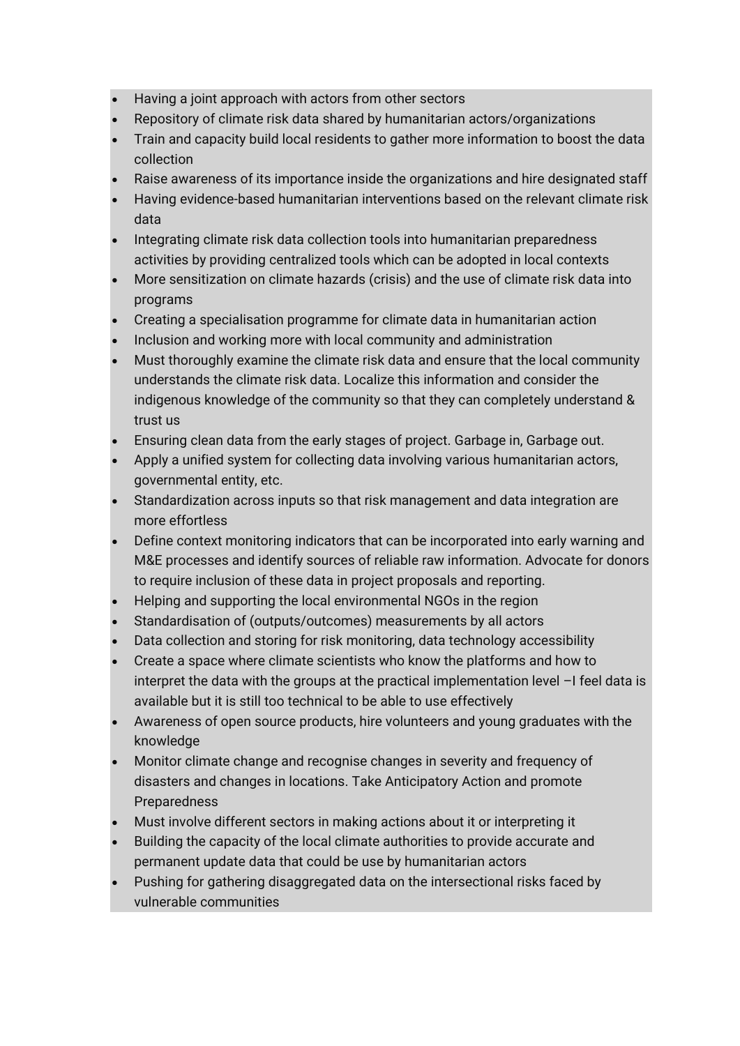- Having a joint approach with actors from other sectors
- Repository of climate risk data shared by humanitarian actors/organizations
- Train and capacity build local residents to gather more information to boost the data collection
- Raise awareness of its importance inside the organizations and hire designated staff
- Having evidence-based humanitarian interventions based on the relevant climate risk data
- Integrating climate risk data collection tools into humanitarian preparedness activities by providing centralized tools which can be adopted in local contexts
- More sensitization on climate hazards (crisis) and the use of climate risk data into programs
- Creating a specialisation programme for climate data in humanitarian action
- Inclusion and working more with local community and administration
- Must thoroughly examine the climate risk data and ensure that the local community understands the climate risk data. Localize this information and consider the indigenous knowledge of the community so that they can completely understand & trust us
- Ensuring clean data from the early stages of project. Garbage in, Garbage out.
- Apply a unified system for collecting data involving various humanitarian actors, governmental entity, etc.
- Standardization across inputs so that risk management and data integration are more effortless
- Define context monitoring indicators that can be incorporated into early warning and M&E processes and identify sources of reliable raw information. Advocate for donors to require inclusion of these data in project proposals and reporting.
- Helping and supporting the local environmental NGOs in the region
- Standardisation of (outputs/outcomes) measurements by all actors
- Data collection and storing for risk monitoring, data technology accessibility
- Create a space where climate scientists who know the platforms and how to interpret the data with the groups at the practical implementation level –I feel data is available but it is still too technical to be able to use effectively
- Awareness of open source products, hire volunteers and young graduates with the knowledge
- Monitor climate change and recognise changes in severity and frequency of disasters and changes in locations. Take Anticipatory Action and promote Preparedness
- Must involve different sectors in making actions about it or interpreting it
- Building the capacity of the local climate authorities to provide accurate and permanent update data that could be use by humanitarian actors
- Pushing for gathering disaggregated data on the intersectional risks faced by vulnerable communities